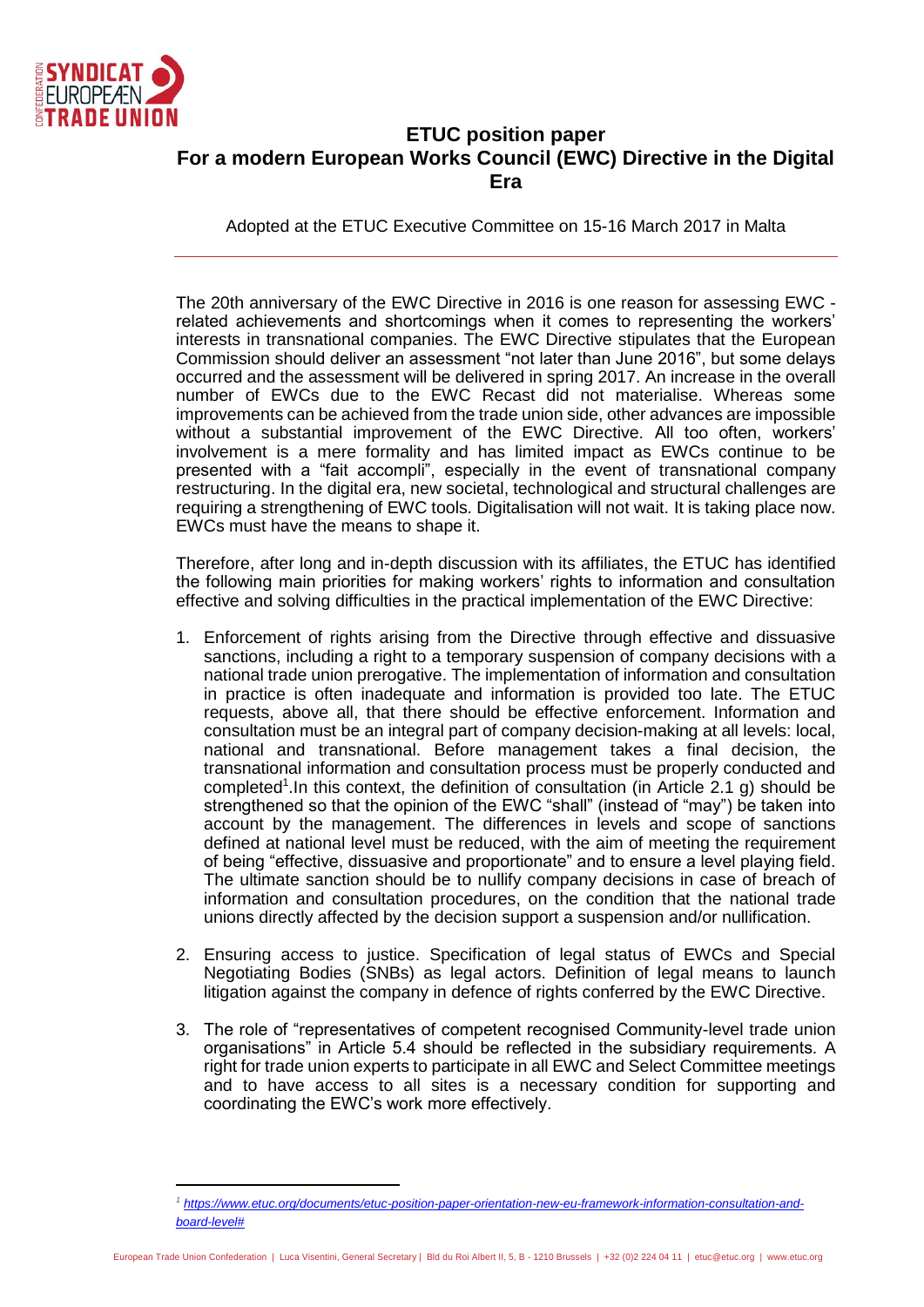# ETUC position paper
## For a modern European Works Council (EWC) Directive in the Digital Era

Adopted at the ETUC Executive Committee on 15-16 March 2017 in Malta

The 20th anniversary of the EWC Directive in 2016 is one reason for assessing EWC -related achievements and shortcomings when it comes to representing the workers' interests in transnational companies. The EWC Directive stipulates that the European Commission should deliver an assessment "not later than June 2016", but some delays occurred and the assessment will be delivered in spring 2017. An increase in the overall number of EWCs due to the EWC Recast did not materialise. Whereas some improvements can be achieved from the trade union side, other advances are impossible without a substantial improvement of the EWC Directive. All too often, workers' involvement is a mere formality and has limited impact as EWCs continue to be presented with a "fait accompli", especially in the event of transnational company restructuring. In the digital era, new societal, technological and structural challenges are requiring a strengthening of EWC tools. Digitalisation will not wait. It is taking place now. EWCs must have the means to shape it.

Therefore, after long and in-depth discussion with its affiliates, the ETUC has identified the following main priorities for making workers' rights to information and consultation effective and solving difficulties in the practical implementation of the EWC Directive:

1. Enforcement of rights arising from the Directive through effective and dissuasive sanctions, including a right to a temporary suspension of company decisions with a national trade union prerogative. The implementation of information and consultation in practice is often inadequate and information is provided too late. The ETUC requests, above all, that there should be effective enforcement. Information and consultation must be an integral part of company decision-making at all levels: local, national and transnational. Before management takes a final decision, the transnational information and consultation process must be properly conducted and completed[1].In this context, the definition of consultation (in Article 2.1 g) should be strengthened so that the opinion of the EWC "shall" (instead of "may") be taken into account by the management. The differences in levels and scope of sanctions defined at national level must be reduced, with the aim of meeting the requirement of being "effective, dissuasive and proportionate" and to ensure a level playing field. The ultimate sanction should be to nullify company decisions in case of breach of information and consultation procedures, on the condition that the national trade unions directly affected by the decision support a suspension and/or nullification.

2. Ensuring access to justice. Specification of legal status of EWCs and Special Negotiating Bodies (SNBs) as legal actors. Definition of legal means to launch litigation against the company in defence of rights conferred by the EWC Directive.

3. The role of "representatives of competent recognised Community-level trade union organisations" in Article 5.4 should be reflected in the subsidiary requirements. A right for trade union experts to participate in all EWC and Select Committee meetings and to have access to all sites is a necessary condition for supporting and coordinating the EWC's work more effectively.

[1] https://www.etuc.org/documents/etuc-position-paper-orientation-new-eu-framework-information-consultation-and-board-level#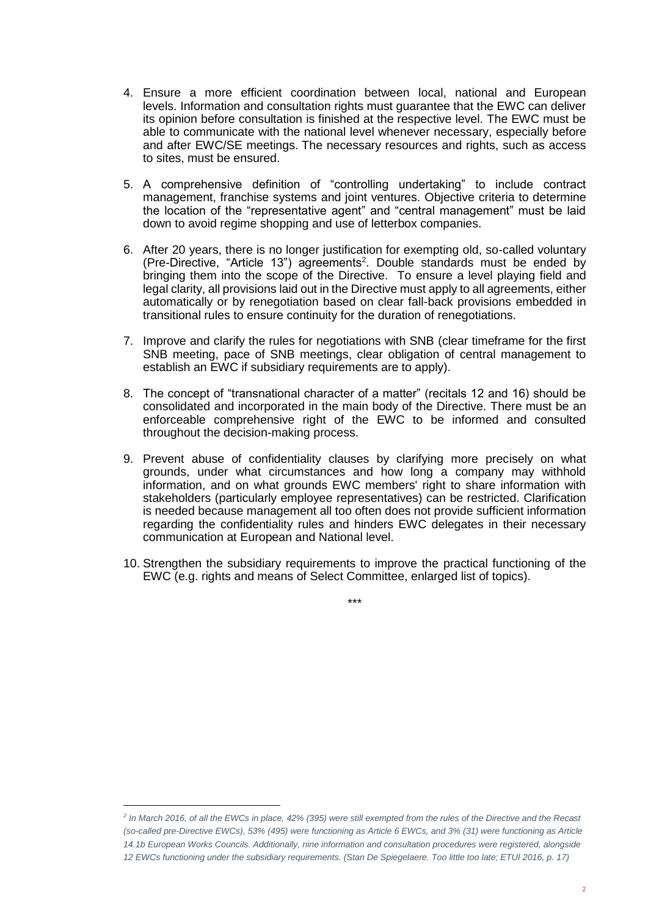4. Ensure a more efficient coordination between local, national and European levels. Information and consultation rights must guarantee that the EWC can deliver its opinion before consultation is finished at the respective level. The EWC must be able to communicate with the national level whenever necessary, especially before and after EWC/SE meetings. The necessary resources and rights, such as access to sites, must be ensured.

5. A comprehensive definition of "controlling undertaking" to include contract management, franchise systems and joint ventures. Objective criteria to determine the location of the "representative agent" and "central management" must be laid down to avoid regime shopping and use of letterbox companies.

6. After 20 years, there is no longer justification for exempting old, so-called voluntary (Pre-Directive, "Article 13") agreements[2]. Double standards must be ended by bringing them into the scope of the Directive. To ensure a level playing field and legal clarity, all provisions laid out in the Directive must apply to all agreements, either automatically or by renegotiation based on clear fall-back provisions embedded in transitional rules to ensure continuity for the duration of renegotiations.

7. Improve and clarify the rules for negotiations with SNB (clear timeframe for the first SNB meeting, pace of SNB meetings, clear obligation of central management to establish an EWC if subsidiary requirements are to apply).

8. The concept of "transnational character of a matter" (recitals 12 and 16) should be consolidated and incorporated in the main body of the Directive. There must be an enforceable comprehensive right of the EWC to be informed and consulted throughout the decision-making process.

9. Prevent abuse of confidentiality clauses by clarifying more precisely on what grounds, under what circumstances and how long a company may withhold information, and on what grounds EWC members' right to share information with stakeholders (particularly employee representatives) can be restricted. Clarification is needed because management all too often does not provide sufficient information regarding the confidentiality rules and hinders EWC delegates in their necessary communication at European and National level.

10. Strengthen the subsidiary requirements to improve the practical functioning of the EWC (e.g. rights and means of Select Committee, enlarged list of topics).

\*\*\*

---

*[2] In March 2016, of all the EWCs in place, 42% (395) were still exempted from the rules of the Directive and the Recast (so-called pre-Directive EWCs), 53% (495) were functioning as Article 6 EWCs, and 3% (31) were functioning as Article 14.1b European Works Councils. Additionally, nine information and consultation procedures were registered, alongside 12 EWCs functioning under the subsidiary requirements. (Stan De Spiegelaere. Too little too late; ETUI 2016, p. 17)*